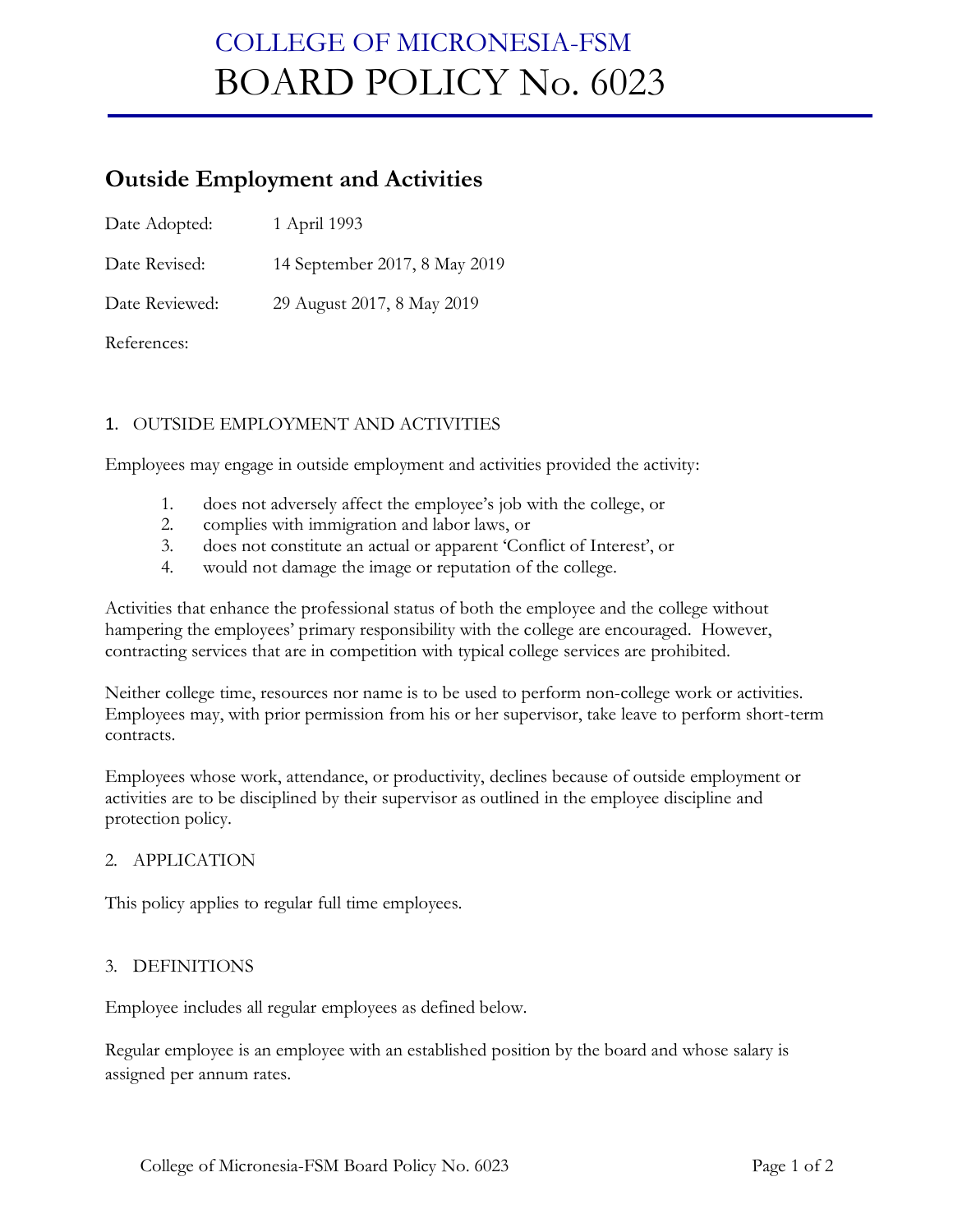# COLLEGE OF MICRONESIA-FSM
# BOARD POLICY No. 6023

## Outside Employment and Activities

Date Adopted: 1 April 1993

Date Revised: 14 September 2017, 8 May 2019

Date Reviewed: 29 August 2017, 8 May 2019

References:

### 1. OUTSIDE EMPLOYMENT AND ACTIVITIES

Employees may engage in outside employment and activities provided the activity:

1. does not adversely affect the employee's job with the college, or
2. complies with immigration and labor laws, or
3. does not constitute an actual or apparent 'Conflict of Interest', or
4. would not damage the image or reputation of the college.

Activities that enhance the professional status of both the employee and the college without hampering the employees' primary responsibility with the college are encouraged. However, contracting services that are in competition with typical college services are prohibited.

Neither college time, resources nor name is to be used to perform non-college work or activities. Employees may, with prior permission from his or her supervisor, take leave to perform short-term contracts.

Employees whose work, attendance, or productivity, declines because of outside employment or activities are to be disciplined by their supervisor as outlined in the employee discipline and protection policy.

### 2. APPLICATION

This policy applies to regular full time employees.

### 3. DEFINITIONS

Employee includes all regular employees as defined below.

Regular employee is an employee with an established position by the board and whose salary is assigned per annum rates.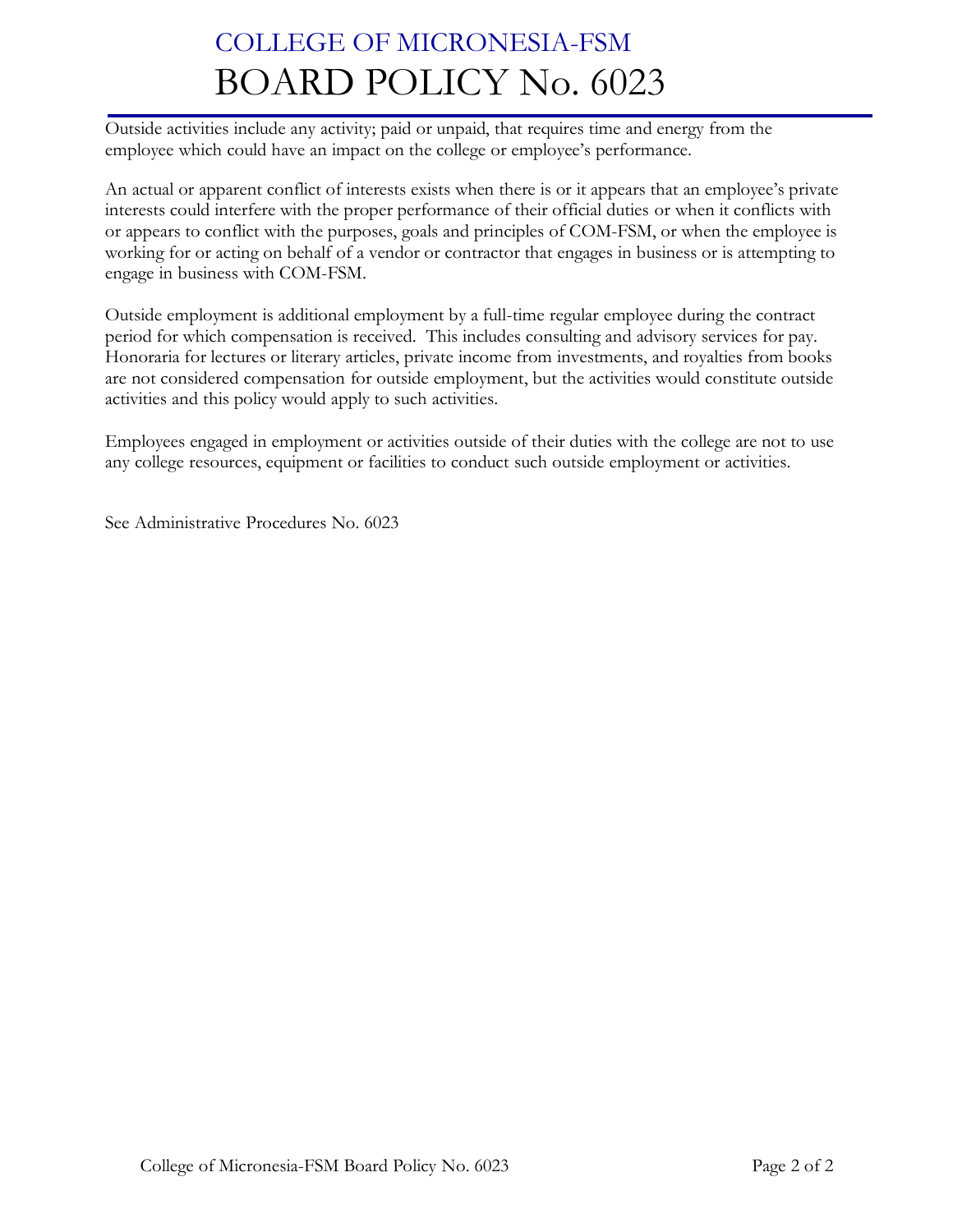# COLLEGE OF MICRONESIA-FSM
# BOARD POLICY No. 6023

Outside activities include any activity; paid or unpaid, that requires time and energy from the employee which could have an impact on the college or employee's performance.

An actual or apparent conflict of interests exists when there is or it appears that an employee's private interests could interfere with the proper performance of their official duties or when it conflicts with or appears to conflict with the purposes, goals and principles of COM-FSM, or when the employee is working for or acting on behalf of a vendor or contractor that engages in business or is attempting to engage in business with COM-FSM.

Outside employment is additional employment by a full-time regular employee during the contract period for which compensation is received. This includes consulting and advisory services for pay. Honoraria for lectures or literary articles, private income from investments, and royalties from books are not considered compensation for outside employment, but the activities would constitute outside activities and this policy would apply to such activities.

Employees engaged in employment or activities outside of their duties with the college are not to use any college resources, equipment or facilities to conduct such outside employment or activities.

See Administrative Procedures No. 6023